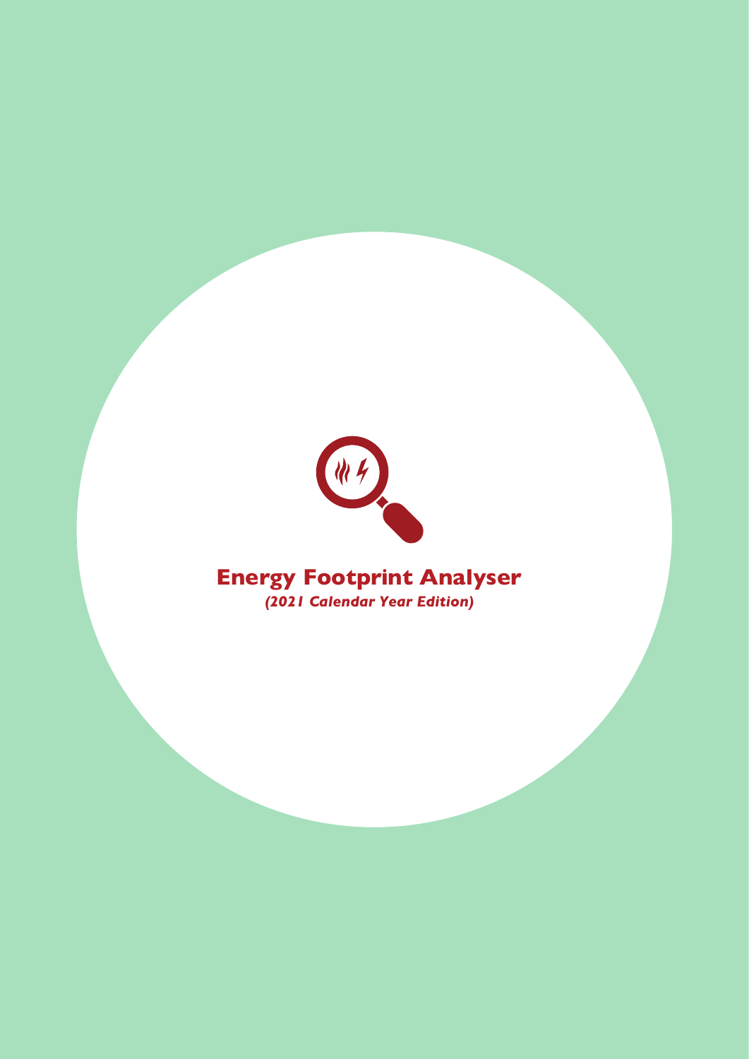# Energy Footprint Analyser

***(2021 Calendar Year Edition)***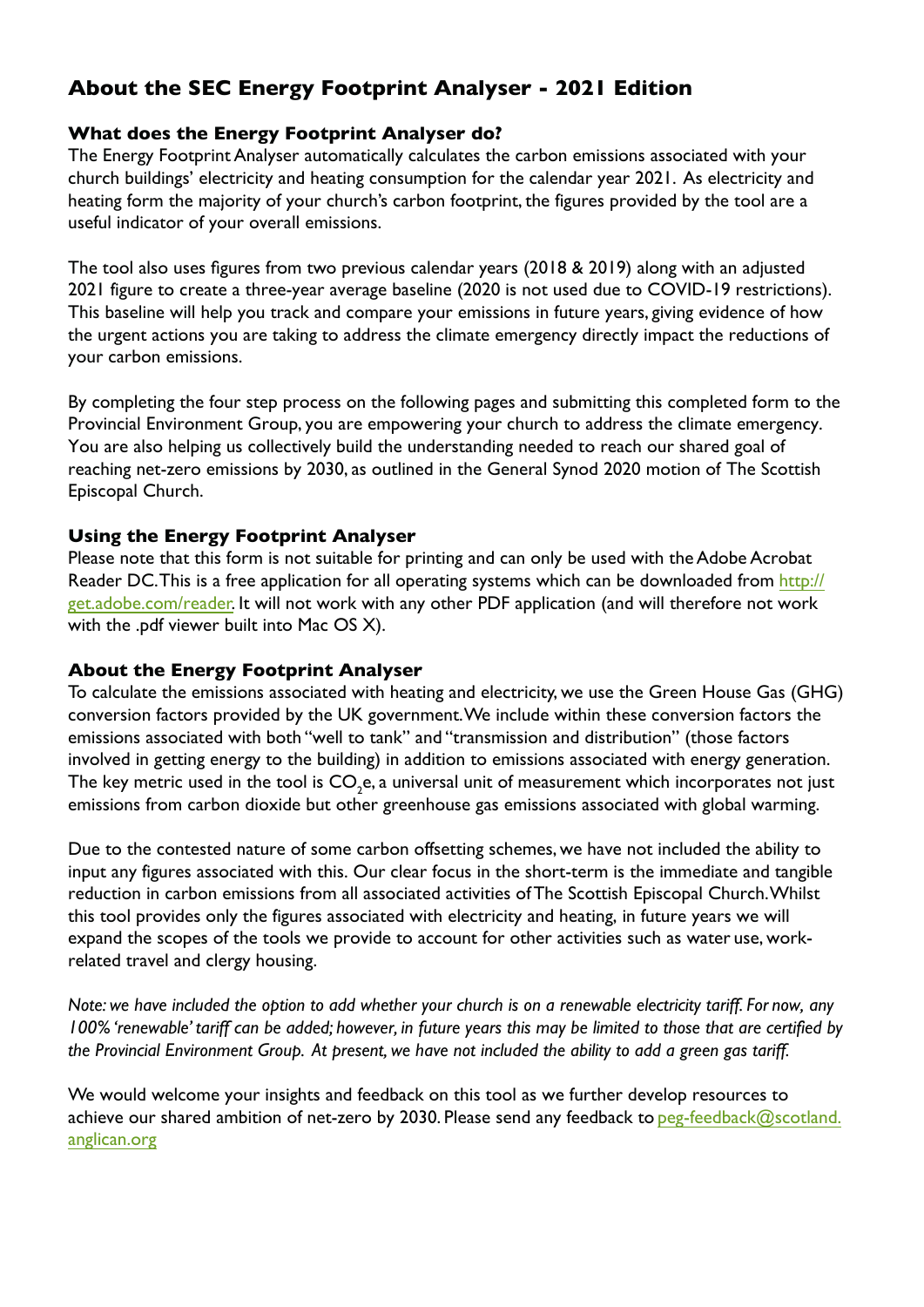## About the SEC Energy Footprint Analyser - 2021 Edition

### What does the Energy Footprint Analyser do?

The Energy Footprint Analyser automatically calculates the carbon emissions associated with your church buildings' electricity and heating consumption for the calendar year 2021. As electricity and heating form the majority of your church's carbon footprint, the figures provided by the tool are a useful indicator of your overall emissions.

The tool also uses figures from two previous calendar years (2018 & 2019) along with an adjusted 2021 figure to create a three-year average baseline (2020 is not used due to COVID-19 restrictions). This baseline will help you track and compare your emissions in future years, giving evidence of how the urgent actions you are taking to address the climate emergency directly impact the reductions of your carbon emissions.

By completing the four step process on the following pages and submitting this completed form to the Provincial Environment Group, you are empowering your church to address the climate emergency. You are also helping us collectively build the understanding needed to reach our shared goal of reaching net-zero emissions by 2030, as outlined in the General Synod 2020 motion of The Scottish Episcopal Church.

### Using the Energy Footprint Analyser

Please note that this form is not suitable for printing and can only be used with the Adobe Acrobat Reader DC. This is a free application for all operating systems which can be downloaded from http://get.adobe.com/reader. It will not work with any other PDF application (and will therefore not work with the .pdf viewer built into Mac OS X).

### About the Energy Footprint Analyser

To calculate the emissions associated with heating and electricity, we use the Green House Gas (GHG) conversion factors provided by the UK government. We include within these conversion factors the emissions associated with both "well to tank" and "transmission and distribution" (those factors involved in getting energy to the building) in addition to emissions associated with energy generation. The key metric used in the tool is $CO_2e$, a universal unit of measurement which incorporates not just emissions from carbon dioxide but other greenhouse gas emissions associated with global warming.

Due to the contested nature of some carbon offsetting schemes, we have not included the ability to input any figures associated with this. Our clear focus in the short-term is the immediate and tangible reduction in carbon emissions from all associated activities of The Scottish Episcopal Church. Whilst this tool provides only the figures associated with electricity and heating, in future years we will expand the scopes of the tools we provide to account for other activities such as water use, work-related travel and clergy housing.

*Note: we have included the option to add whether your church is on a renewable electricity tariff. For now, any 100% 'renewable' tariff can be added; however, in future years this may be limited to those that are certified by the Provincial Environment Group. At present, we have not included the ability to add a green gas tariff.*

We would welcome your insights and feedback on this tool as we further develop resources to achieve our shared ambition of net-zero by 2030. Please send any feedback to peg-feedback@scotland.anglican.org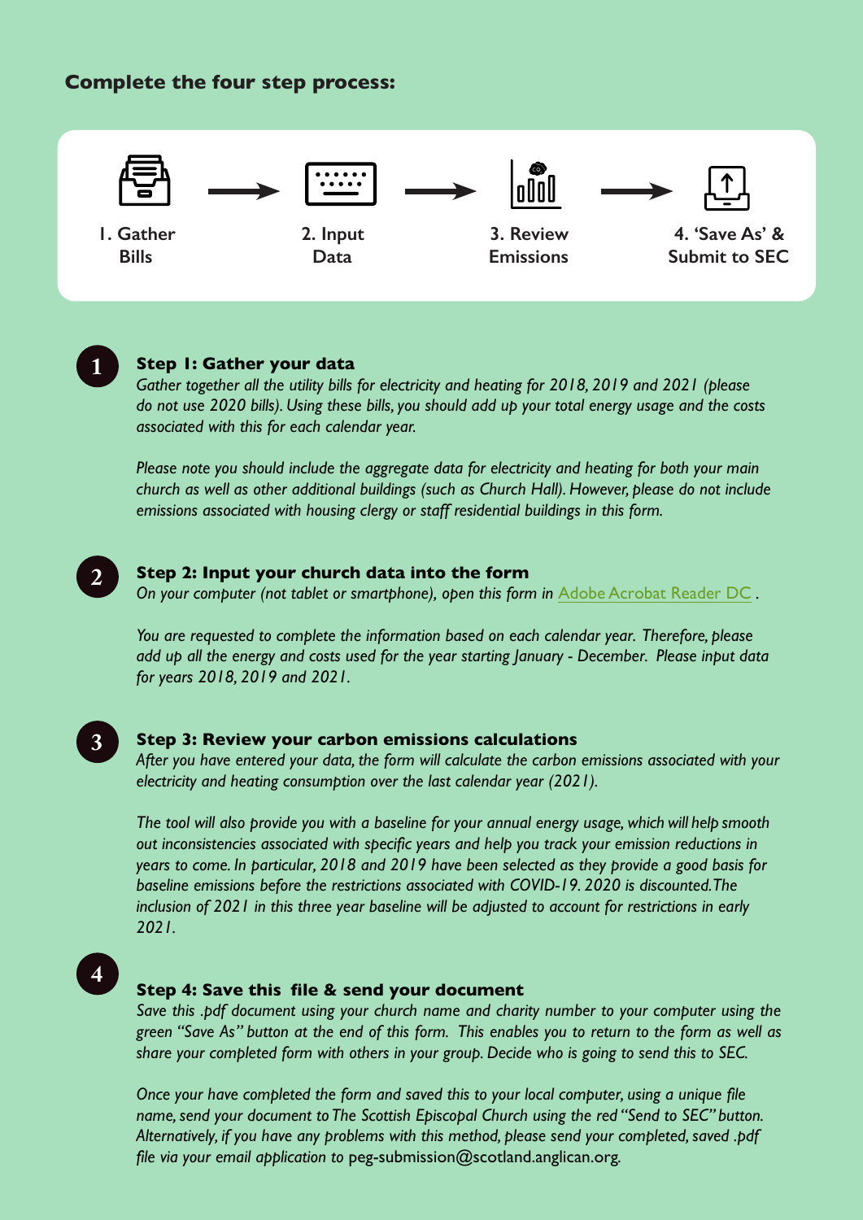## Complete the four step process:

1. Gather Bills → 2. Input Data → 3. Review Emissions → 4. 'Save As' & Submit to SEC

### 1

**Step 1: Gather your data**

*Gather together all the utility bills for electricity and heating for 2018, 2019 and 2021 (please do not use 2020 bills). Using these bills, you should add up your total energy usage and the costs associated with this for each calendar year.*

*Please note you should include the aggregate data for electricity and heating for both your main church as well as other additional buildings (such as Church Hall). However, please do not include emissions associated with housing clergy or staff residential buildings in this form.*

### 2

**Step 2: Input your church data into the form**

*On your computer (not tablet or smartphone), open this form in Adobe Acrobat Reader DC .*

*You are requested to complete the information based on each calendar year. Therefore, please add up all the energy and costs used for the year starting January - December. Please input data for years 2018, 2019 and 2021.*

### 3

**Step 3: Review your carbon emissions calculations**

*After you have entered your data, the form will calculate the carbon emissions associated with your electricity and heating consumption over the last calendar year (2021).*

*The tool will also provide you with a baseline for your annual energy usage, which will help smooth out inconsistencies associated with specific years and help you track your emission reductions in years to come. In particular, 2018 and 2019 have been selected as they provide a good basis for baseline emissions before the restrictions associated with COVID-19. 2020 is discounted. The inclusion of 2021 in this three year baseline will be adjusted to account for restrictions in early 2021.*

### 4

**Step 4: Save this file & send your document**

*Save this .pdf document using your church name and charity number to your computer using the green "Save As" button at the end of this form. This enables you to return to the form as well as share your completed form with others in your group. Decide who is going to send this to SEC.*

*Once your have completed the form and saved this to your local computer, using a unique file name, send your document to The Scottish Episcopal Church using the red "Send to SEC" button. Alternatively, if you have any problems with this method, please send your completed, saved .pdf file via your email application to* peg-submission@scotland.anglican.org.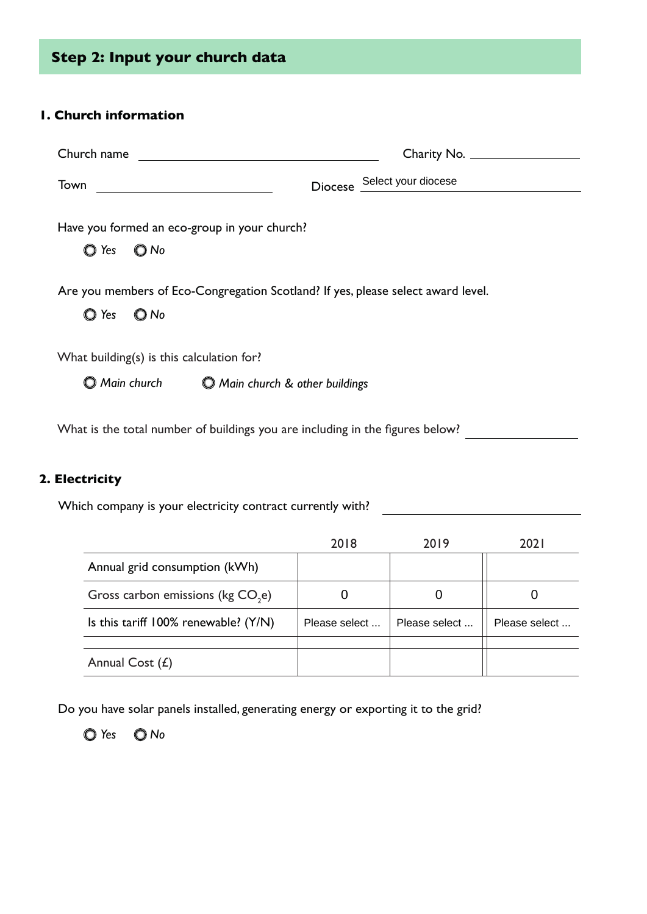## Step 2: Input your church data

### 1. Church information

Church name \_\_\_\_\_\_\_\_\_\_\_\_\_\_\_\_\_\_\_\_\_\_\_\_\_\_\_\_\_\_ Charity No. \_\_\_\_\_\_\_\_\_\_\_\_\_\_\_\_

Town \_\_\_\_\_\_\_\_\_\_\_\_\_\_\_\_\_\_\_\_\_\_ Diocese Select your diocese

Have you formed an eco-group in your church?

○ *Yes* ○ *No*

Are you members of Eco-Congregation Scotland? If yes, please select award level.

○ *Yes* ○ *No*

What building(s) is this calculation for?

○ *Main church* ○ *Main church & other buildings*

What is the total number of buildings you are including in the figures below? \_\_\_\_\_\_\_\_\_\_\_\_\_\_\_\_

### 2. Electricity

Which company is your electricity contract currently with? \_\_\_\_\_\_\_\_\_\_\_\_\_\_\_\_\_\_\_\_\_\_\_\_

| | 2018 | 2019 | 2021 |
|---|---|---|---|
| Annual grid consumption (kWh) | | | |
| Gross carbon emissions (kg $CO_2e$) | 0 | 0 | 0 |
| Is this tariff 100% renewable? (Y/N) | Please select ... | Please select ... | Please select ... |
| | | | |
| Annual Cost (£) | | | |

Do you have solar panels installed, generating energy or exporting it to the grid?

○ *Yes* ○ *No*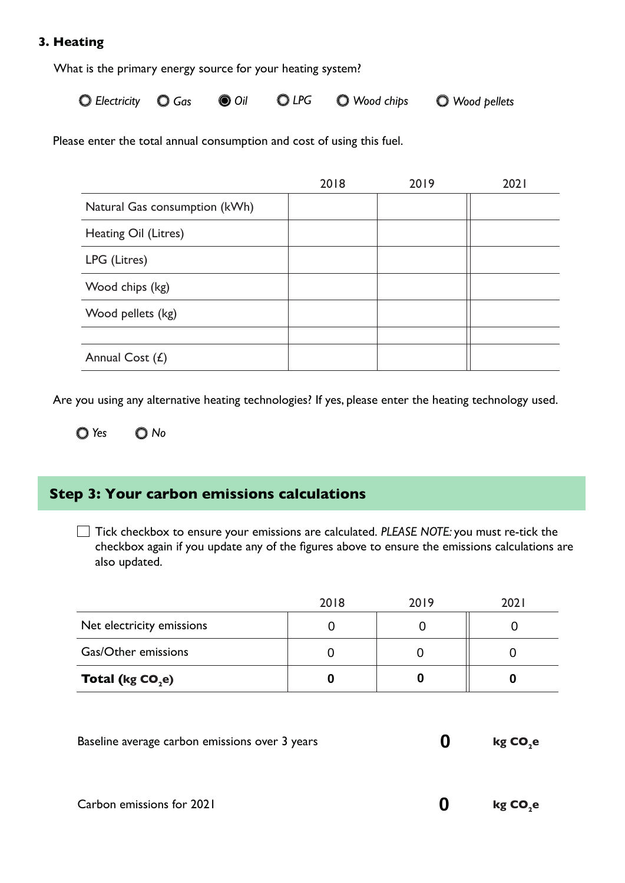### 3. Heating

What is the primary energy source for your heating system?

- ○ *Electricity*
- ○ *Gas*
- ● *Oil*
- ○ *LPG*
- ○ *Wood chips*
- ○ *Wood pellets*

Please enter the total annual consumption and cost of using this fuel.

| | 2018 | 2019 | 2021 |
|---|---|---|---|
| Natural Gas consumption (kWh) | | | |
| Heating Oil (Litres) | | | |
| LPG (Litres) | | | |
| Wood chips (kg) | | | |
| Wood pellets (kg) | | | |
| | | | |
| Annual Cost (£) | | | |

Are you using any alternative heating technologies? If yes, please enter the heating technology used.

- ○ *Yes*
- ○ *No*

## Step 3: Your carbon emissions calculations

☐ Tick checkbox to ensure your emissions are calculated. *PLEASE NOTE:* you must re-tick the checkbox again if you update any of the figures above to ensure the emissions calculations are also updated.

| | 2018 | 2019 | 2021 |
|---|---|---|---|
| Net electricity emissions | 0 | 0 | 0 |
| Gas/Other emissions | 0 | 0 | 0 |
| **Total (kg $CO_2$e)** | **0** | **0** | **0** |

Baseline average carbon emissions over 3 years **0** **kg $CO_2$e**

Carbon emissions for 2021 **0** **kg $CO_2$e**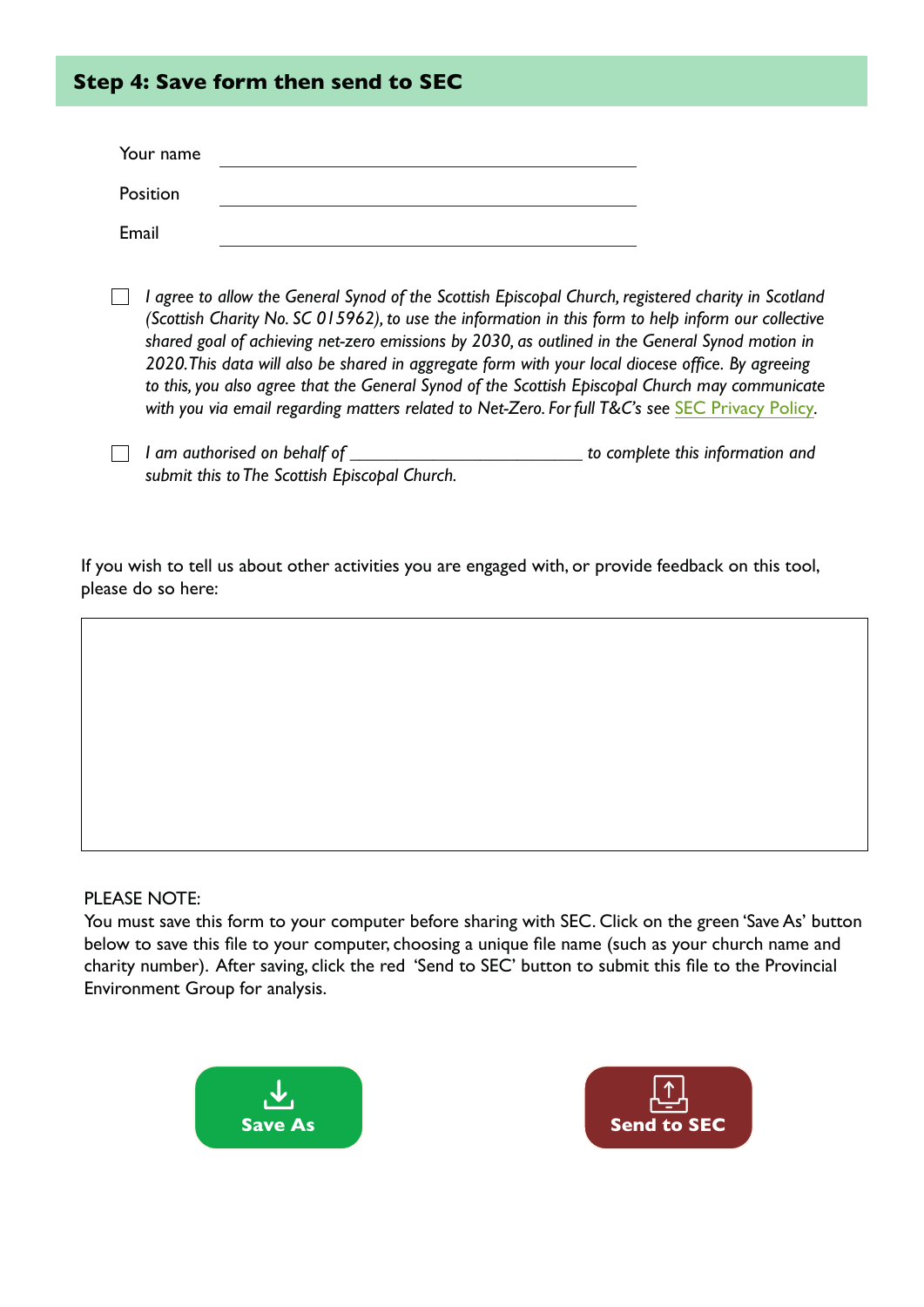## Step 4: Save form then send to SEC

Your name \_\_\_\_\_\_\_\_\_\_\_\_\_\_\_\_\_\_\_\_\_\_\_\_\_\_\_\_\_\_

Position \_\_\_\_\_\_\_\_\_\_\_\_\_\_\_\_\_\_\_\_\_\_\_\_\_\_\_\_\_\_

Email \_\_\_\_\_\_\_\_\_\_\_\_\_\_\_\_\_\_\_\_\_\_\_\_\_\_\_\_\_\_

☐ *I agree to allow the General Synod of the Scottish Episcopal Church, registered charity in Scotland (Scottish Charity No. SC 015962), to use the information in this form to help inform our collective shared goal of achieving net-zero emissions by 2030, as outlined in the General Synod motion in 2020. This data will also be shared in aggregate form with your local diocese office. By agreeing to this, you also agree that the General Synod of the Scottish Episcopal Church may communicate with you via email regarding matters related to Net-Zero. For full T&C's see* SEC Privacy Policy.

☐ *I am authorised on behalf of \_\_\_\_\_\_\_\_\_\_\_\_\_\_\_\_\_\_\_\_\_\_\_\_\_\_ to complete this information and submit this to The Scottish Episcopal Church.*

If you wish to tell us about other activities you are engaged with, or provide feedback on this tool, please do so here:

PLEASE NOTE:
You must save this form to your computer before sharing with SEC. Click on the green 'Save As' button below to save this file to your computer, choosing a unique file name (such as your church name and charity number). After saving, click the red 'Send to SEC' button to submit this file to the Provincial Environment Group for analysis.

**Save As** **Send to SEC**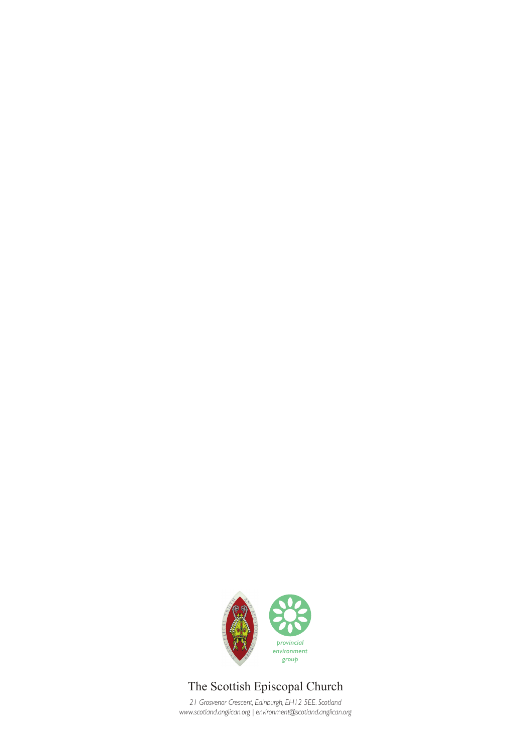provincial
environment
group

The Scottish Episcopal Church

*21 Grosvenor Crescent, Edinburgh, EH12 5EE. Scotland*
*www.scotland.anglican.org | environment@scotland.anglican.org*